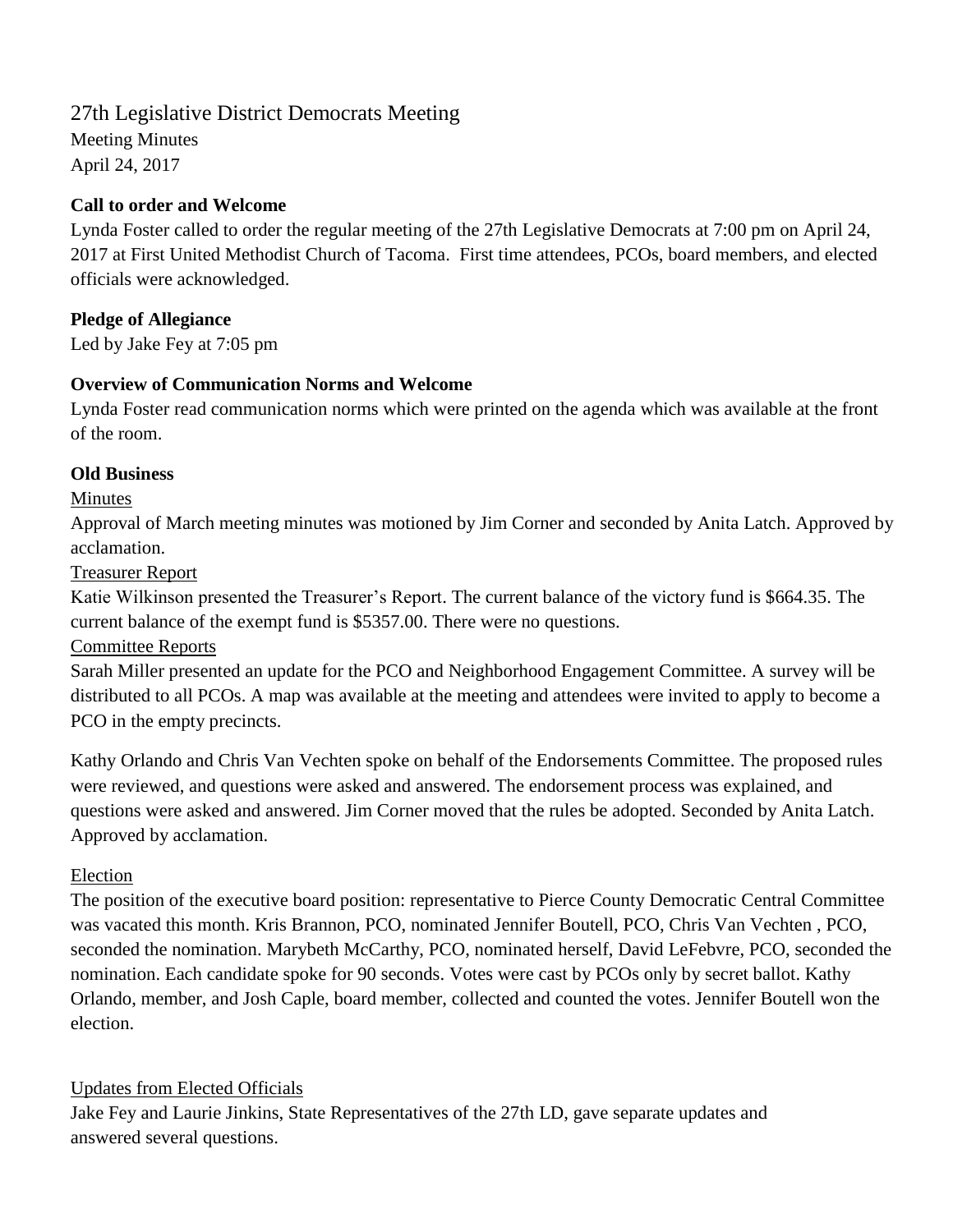# 27th Legislative District Democrats Meeting

Meeting Minutes
April 24, 2017

**Call to order and Welcome**

Lynda Foster called to order the regular meeting of the 27th Legislative Democrats at 7:00 pm on April 24, 2017 at First United Methodist Church of Tacoma. First time attendees, PCOs, board members, and elected officials were acknowledged.

**Pledge of Allegiance**

Led by Jake Fey at 7:05 pm

**Overview of Communication Norms and Welcome**

Lynda Foster read communication norms which were printed on the agenda which was available at the front of the room.

**Old Business**

Minutes

Approval of March meeting minutes was motioned by Jim Corner and seconded by Anita Latch. Approved by acclamation.

Treasurer Report

Katie Wilkinson presented the Treasurer's Report. The current balance of the victory fund is $664.35. The current balance of the exempt fund is $5357.00. There were no questions.

Committee Reports

Sarah Miller presented an update for the PCO and Neighborhood Engagement Committee. A survey will be distributed to all PCOs. A map was available at the meeting and attendees were invited to apply to become a PCO in the empty precincts.

Kathy Orlando and Chris Van Vechten spoke on behalf of the Endorsements Committee. The proposed rules were reviewed, and questions were asked and answered. The endorsement process was explained, and questions were asked and answered. Jim Corner moved that the rules be adopted. Seconded by Anita Latch. Approved by acclamation.

Election

The position of the executive board position: representative to Pierce County Democratic Central Committee was vacated this month. Kris Brannon, PCO, nominated Jennifer Boutell, PCO, Chris Van Vechten , PCO, seconded the nomination. Marybeth McCarthy, PCO, nominated herself, David LeFebvre, PCO, seconded the nomination. Each candidate spoke for 90 seconds. Votes were cast by PCOs only by secret ballot. Kathy Orlando, member, and Josh Caple, board member, collected and counted the votes. Jennifer Boutell won the election.

Updates from Elected Officials

Jake Fey and Laurie Jinkins, State Representatives of the 27th LD, gave separate updates and answered several questions.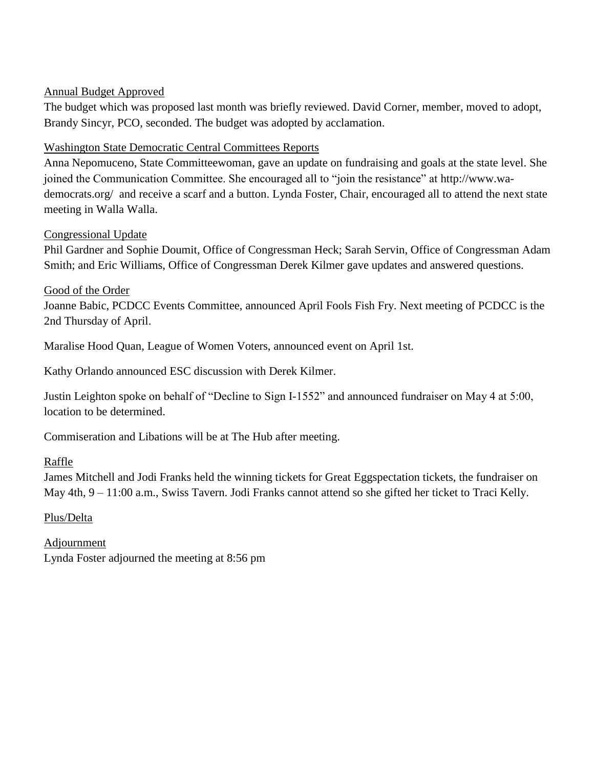Annual Budget Approved

The budget which was proposed last month was briefly reviewed. David Corner, member, moved to adopt, Brandy Sincyr, PCO, seconded. The budget was adopted by acclamation.

Washington State Democratic Central Committees Reports

Anna Nepomuceno, State Committeewoman, gave an update on fundraising and goals at the state level. She joined the Communication Committee. She encouraged all to "join the resistance" at http://www.wa-democrats.org/ and receive a scarf and a button. Lynda Foster, Chair, encouraged all to attend the next state meeting in Walla Walla.

Congressional Update

Phil Gardner and Sophie Doumit, Office of Congressman Heck; Sarah Servin, Office of Congressman Adam Smith; and Eric Williams, Office of Congressman Derek Kilmer gave updates and answered questions.

Good of the Order

Joanne Babic, PCDCC Events Committee, announced April Fools Fish Fry. Next meeting of PCDCC is the 2nd Thursday of April.

Maralise Hood Quan, League of Women Voters, announced event on April 1st.

Kathy Orlando announced ESC discussion with Derek Kilmer.

Justin Leighton spoke on behalf of "Decline to Sign I-1552" and announced fundraiser on May 4 at 5:00, location to be determined.

Commiseration and Libations will be at The Hub after meeting.

Raffle

James Mitchell and Jodi Franks held the winning tickets for Great Eggspectation tickets, the fundraiser on May 4th, 9 – 11:00 a.m., Swiss Tavern. Jodi Franks cannot attend so she gifted her ticket to Traci Kelly.

Plus/Delta

Adjournment

Lynda Foster adjourned the meeting at 8:56 pm